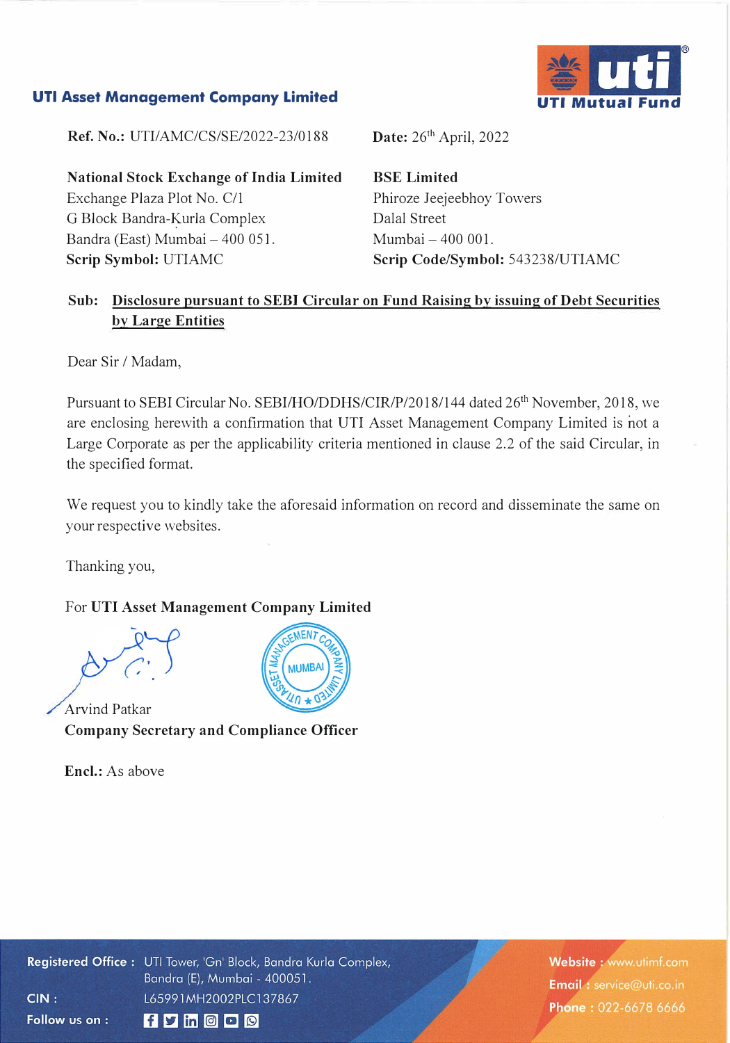**UTI Asset Management Company Limited**

**Ref. No.:** UTI/AMC/CS/SE/2022-23/0188

**Date:** 26th April, 2022

**National Stock Exchange of India Limited**
Exchange Plaza Plot No. C/1
G Block Bandra-Kurla Complex
Bandra (East) Mumbai – 400 051.
**Scrip Symbol:** UTIAMC

**BSE Limited**
Phiroze Jeejeebhoy Towers
Dalal Street
Mumbai – 400 001.
**Scrip Code/Symbol:** 543238/UTIAMC

**Sub: Disclosure pursuant to SEBI Circular on Fund Raising by issuing of Debt Securities by Large Entities**

Dear Sir / Madam,

Pursuant to SEBI Circular No. SEBI/HO/DDHS/CIR/P/2018/144 dated 26th November, 2018, we are enclosing herewith a confirmation that UTI Asset Management Company Limited is not a Large Corporate as per the applicability criteria mentioned in clause 2.2 of the said Circular, in the specified format.

We request you to kindly take the aforesaid information on record and disseminate the same on your respective websites.

Thanking you,

For **UTI Asset Management Company Limited**

Arvind Patkar
**Company Secretary and Compliance Officer**

**Encl.:** As above

**Registered Office :** UTI Tower, 'Gn' Block, Bandra Kurla Complex, Bandra (E), Mumbai - 400051.
**CIN :** L65991MH2002PLC137867
**Website :** www.utimf.com
**Email :** service@uti.co.in
**Phone :** 022-6678 6666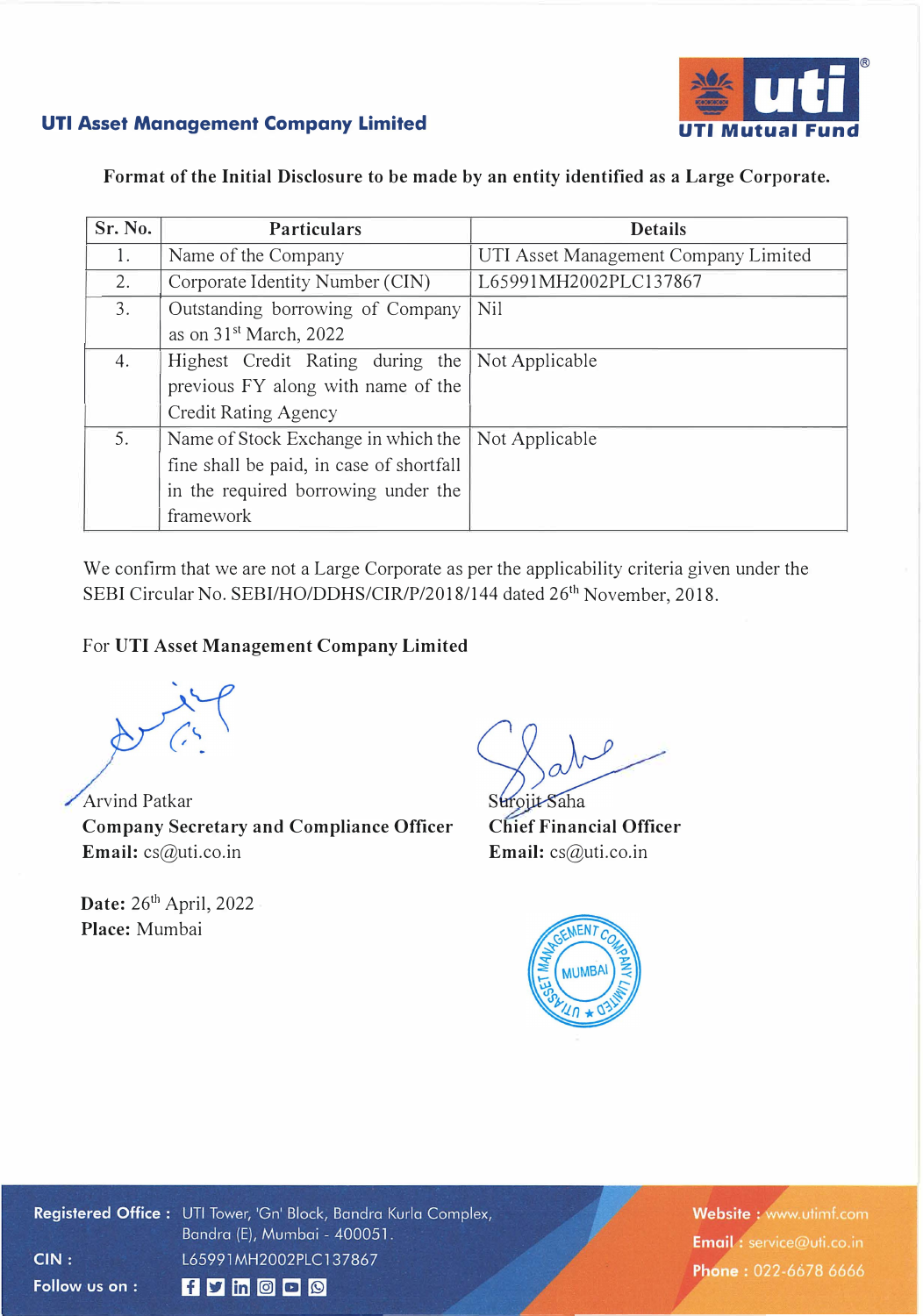**UTI Asset Management Company Limited**

UTI Mutual Fund

**Format of the Initial Disclosure to be made by an entity identified as a Large Corporate.**

| Sr. No. | Particulars | Details |
|---|---|---|
| 1. | Name of the Company | UTI Asset Management Company Limited |
| 2. | Corporate Identity Number (CIN) | L65991MH2002PLC137867 |
| 3. | Outstanding borrowing of Company as on 31st March, 2022 | Nil |
| 4. | Highest Credit Rating during the previous FY along with name of the Credit Rating Agency | Not Applicable |
| 5. | Name of Stock Exchange in which the fine shall be paid, in case of shortfall in the required borrowing under the framework | Not Applicable |

We confirm that we are not a Large Corporate as per the applicability criteria given under the SEBI Circular No. SEBI/HO/DDHS/CIR/P/2018/144 dated 26th November, 2018.

For **UTI Asset Management Company Limited**

Arvind Patkar
**Company Secretary and Compliance Officer**
**Email:** cs@uti.co.in

Surojit Saha
**Chief Financial Officer**
**Email:** cs@uti.co.in

**Date:** 26th April, 2022
**Place:** Mumbai

**Registered Office :** UTI Tower, 'Gn' Block, Bandra Kurla Complex, Bandra (E), Mumbai - 400051.
**CIN :** L65991MH2002PLC137867
**Follow us on :**

**Website :** www.utimf.com
**Email :** service@uti.co.in
**Phone :** 022-6678 6666